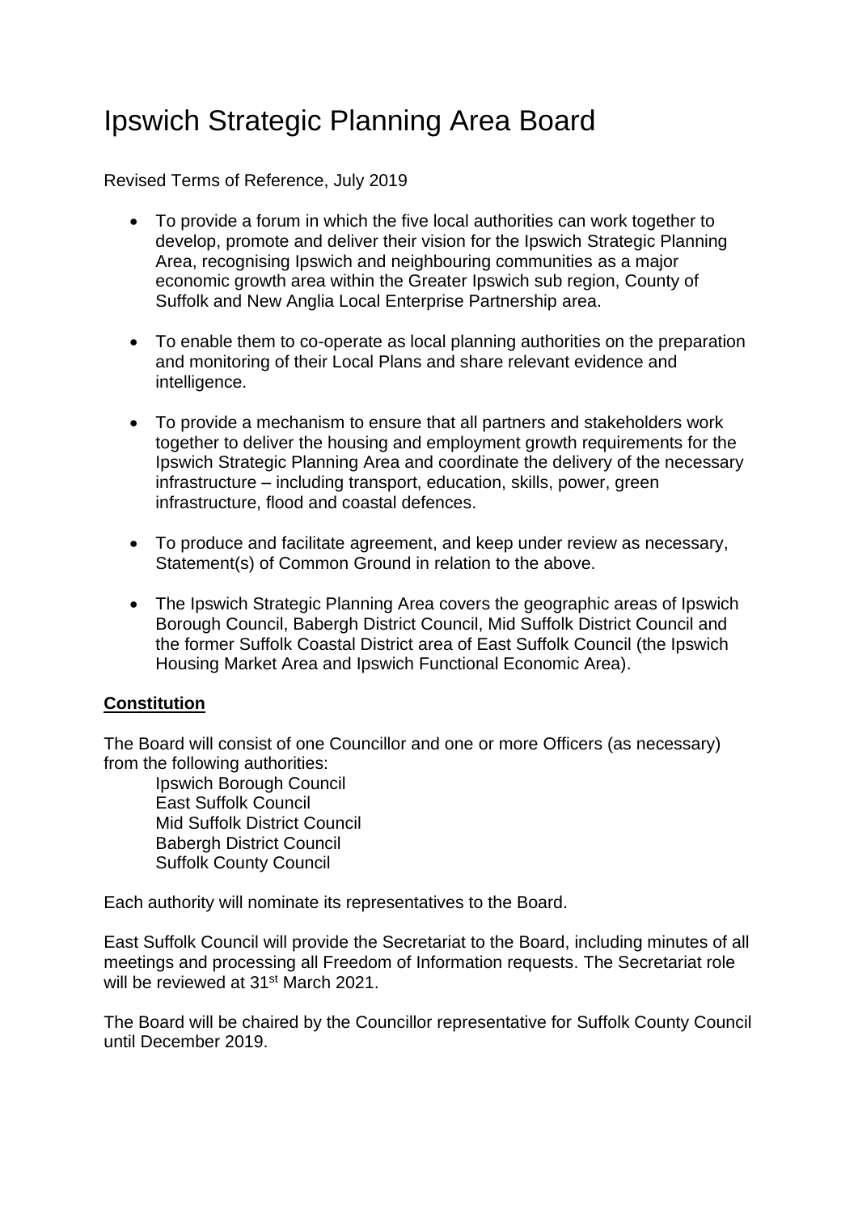# Ipswich Strategic Planning Area Board

Revised Terms of Reference, July 2019

- To provide a forum in which the five local authorities can work together to develop, promote and deliver their vision for the Ipswich Strategic Planning Area, recognising Ipswich and neighbouring communities as a major economic growth area within the Greater Ipswich sub region, County of Suffolk and New Anglia Local Enterprise Partnership area.
- To enable them to co-operate as local planning authorities on the preparation and monitoring of their Local Plans and share relevant evidence and intelligence.
- To provide a mechanism to ensure that all partners and stakeholders work together to deliver the housing and employment growth requirements for the Ipswich Strategic Planning Area and coordinate the delivery of the necessary infrastructure – including transport, education, skills, power, green infrastructure, flood and coastal defences.
- To produce and facilitate agreement, and keep under review as necessary, Statement(s) of Common Ground in relation to the above.
- The Ipswich Strategic Planning Area covers the geographic areas of Ipswich Borough Council, Babergh District Council, Mid Suffolk District Council and the former Suffolk Coastal District area of East Suffolk Council (the Ipswich Housing Market Area and Ipswich Functional Economic Area).

## Constitution

The Board will consist of one Councillor and one or more Officers (as necessary) from the following authorities:

Ipswich Borough Council
East Suffolk Council
Mid Suffolk District Council
Babergh District Council
Suffolk County Council

Each authority will nominate its representatives to the Board.

East Suffolk Council will provide the Secretariat to the Board, including minutes of all meetings and processing all Freedom of Information requests. The Secretariat role will be reviewed at 31st March 2021.

The Board will be chaired by the Councillor representative for Suffolk County Council until December 2019.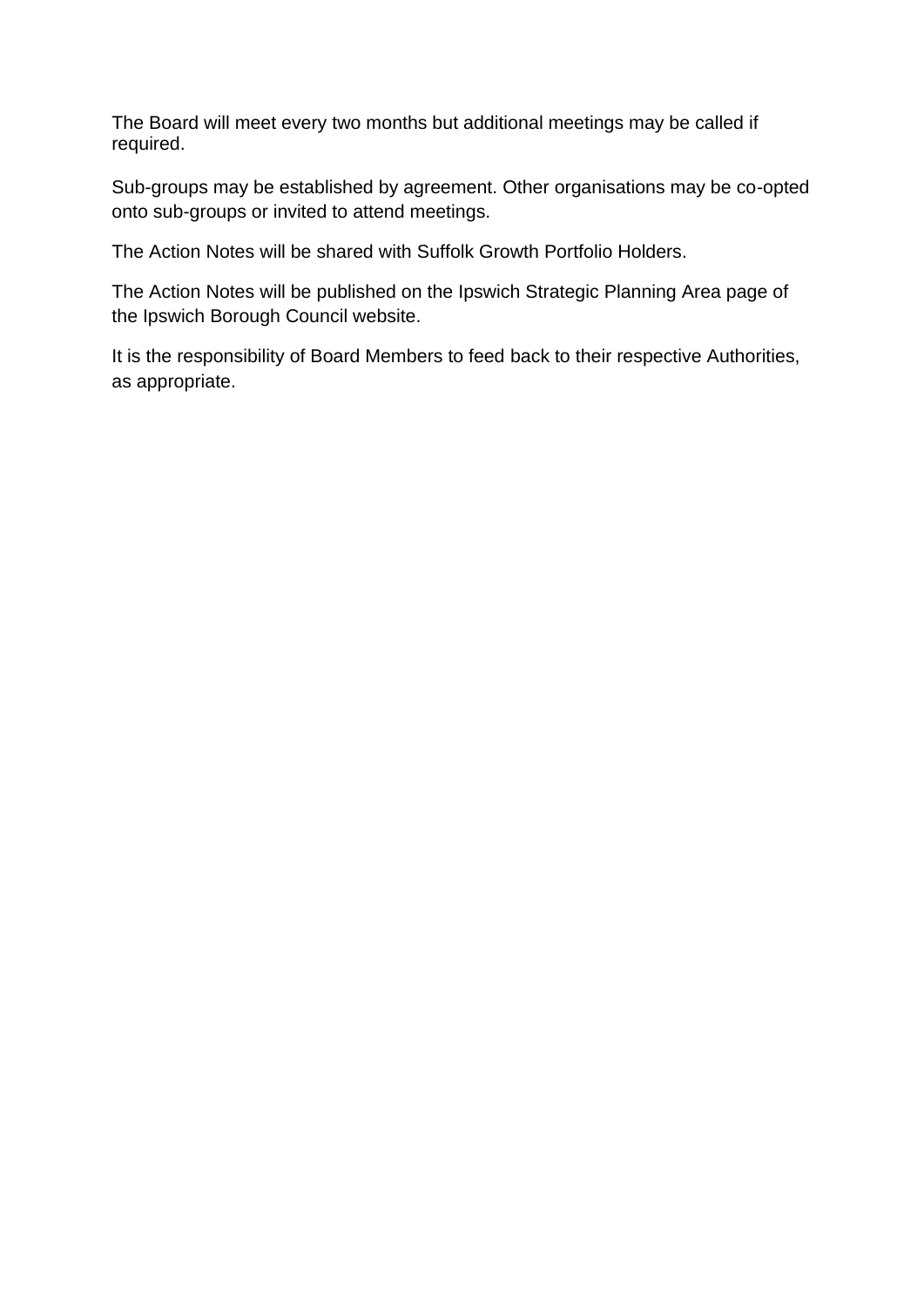The Board will meet every two months but additional meetings may be called if required.

Sub-groups may be established by agreement. Other organisations may be co-opted onto sub-groups or invited to attend meetings.

The Action Notes will be shared with Suffolk Growth Portfolio Holders.

The Action Notes will be published on the Ipswich Strategic Planning Area page of the Ipswich Borough Council website.

It is the responsibility of Board Members to feed back to their respective Authorities, as appropriate.